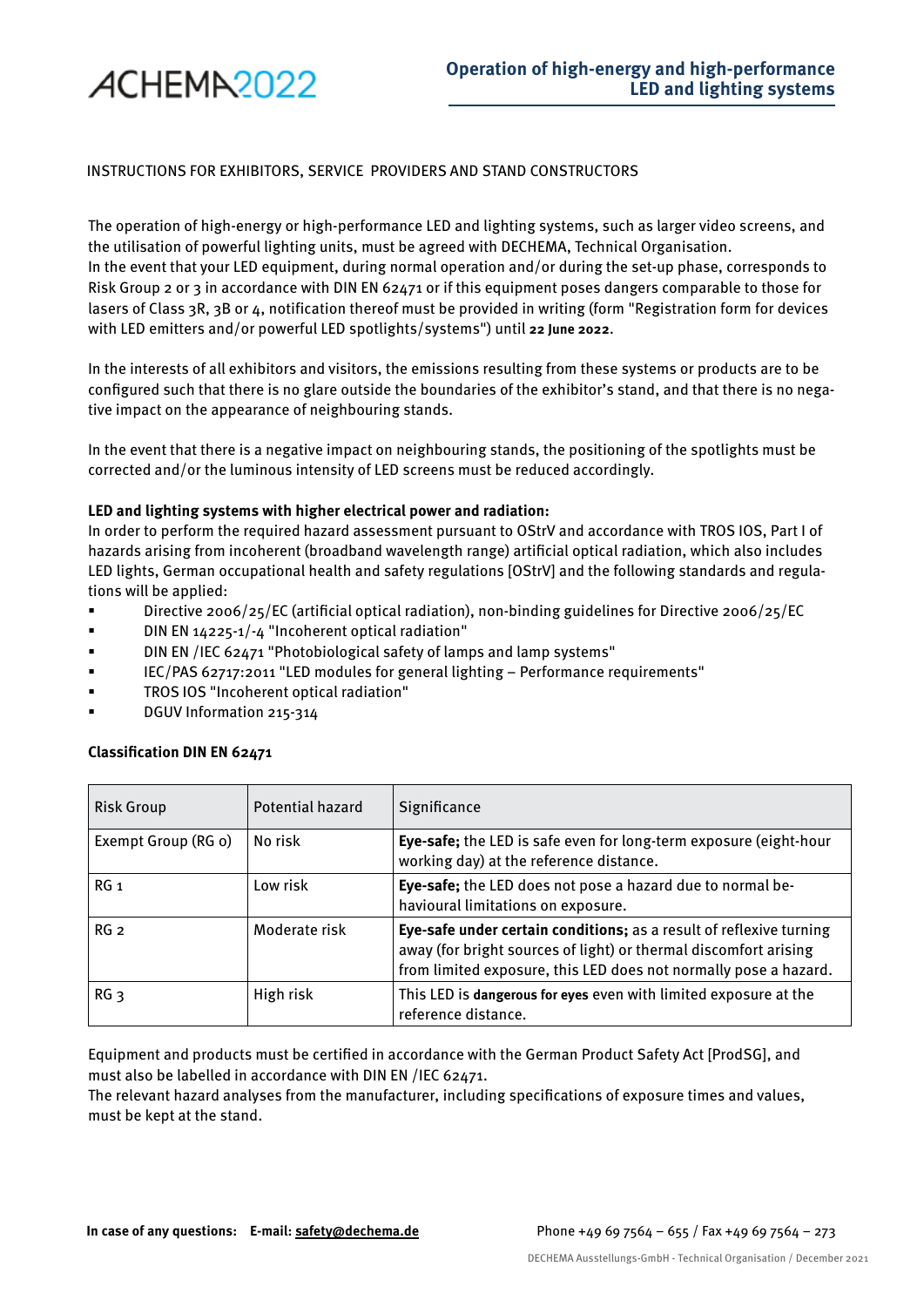# Operation of high-energy and high-performance LED and lighting systems

INSTRUCTIONS FOR EXHIBITORS, SERVICE PROVIDERS AND STAND CONSTRUCTORS

The operation of high-energy or high-performance LED and lighting systems, such as larger video screens, and the utilisation of powerful lighting units, must be agreed with DECHEMA, Technical Organisation.
In the event that your LED equipment, during normal operation and/or during the set-up phase, corresponds to Risk Group 2 or 3 in accordance with DIN EN 62471 or if this equipment poses dangers comparable to those for lasers of Class 3R, 3B or 4, notification thereof must be provided in writing (form "Registration form for devices with LED emitters and/or powerful LED spotlights/systems") until **22 June 2022**.

In the interests of all exhibitors and visitors, the emissions resulting from these systems or products are to be configured such that there is no glare outside the boundaries of the exhibitor's stand, and that there is no negative impact on the appearance of neighbouring stands.

In the event that there is a negative impact on neighbouring stands, the positioning of the spotlights must be corrected and/or the luminous intensity of LED screens must be reduced accordingly.

**LED and lighting systems with higher electrical power and radiation:**
In order to perform the required hazard assessment pursuant to OStrV and accordance with TROS IOS, Part I of hazards arising from incoherent (broadband wavelength range) artificial optical radiation, which also includes LED lights, German occupational health and safety regulations [OStrV] and the following standards and regulations will be applied:

- Directive 2006/25/EC (artificial optical radiation), non-binding guidelines for Directive 2006/25/EC
- DIN EN 14225-1/-4 "Incoherent optical radiation"
- DIN EN /IEC 62471 "Photobiological safety of lamps and lamp systems"
- IEC/PAS 62717:2011 "LED modules for general lighting – Performance requirements"
- TROS IOS "Incoherent optical radiation"
- DGUV Information 215-314

**Classification DIN EN 62471**

| Risk Group | Potential hazard | Significance |
|---|---|---|
| Exempt Group (RG 0) | No risk | **Eye-safe;** the LED is safe even for long-term exposure (eight-hour working day) at the reference distance. |
| RG 1 | Low risk | **Eye-safe;** the LED does not pose a hazard due to normal behavioural limitations on exposure. |
| RG 2 | Moderate risk | **Eye-safe under certain conditions;** as a result of reflexive turning away (for bright sources of light) or thermal discomfort arising from limited exposure, this LED does not normally pose a hazard. |
| RG 3 | High risk | This LED is **dangerous for eyes** even with limited exposure at the reference distance. |

Equipment and products must be certified in accordance with the German Product Safety Act [ProdSG], and must also be labelled in accordance with DIN EN /IEC 62471.
The relevant hazard analyses from the manufacturer, including specifications of exposure times and values, must be kept at the stand.

**In case of any questions: E-mail: safety@dechema.de** Phone +49 69 7564 – 655 / Fax +49 69 7564 – 273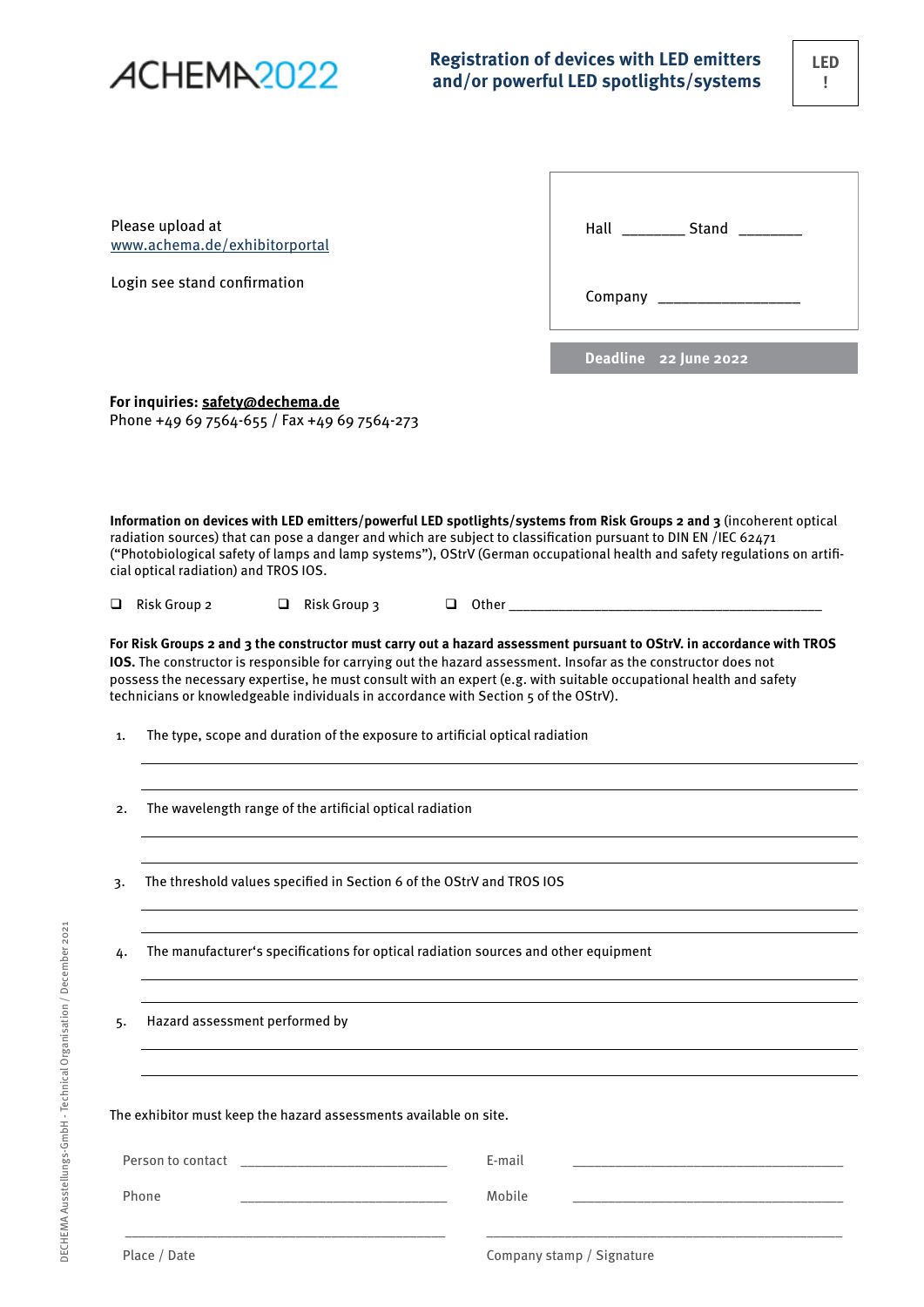ACHEMA2022

# Registration of devices with LED emitters and/or powerful LED spotlights/systems

LED !

Please upload at
www.achema.de/exhibitorportal

Login see stand confirmation

Hall ________ Stand ________

Company __________________

**Deadline 22 June 2022**

**For inquiries: safety@dechema.de**
Phone +49 69 7564-655 / Fax +49 69 7564-273

**Information on devices with LED emitters/powerful LED spotlights/systems from Risk Groups 2 and 3** (incoherent optical radiation sources) that can pose a danger and which are subject to classification pursuant to DIN EN /IEC 62471 ("Photobiological safety of lamps and lamp systems"), OStrV (German occupational health and safety regulations on artificial optical radiation) and TROS IOS.

❑ Risk Group 2 ❑ Risk Group 3 ❑ Other ____________________________________________

**For Risk Groups 2 and 3 the constructor must carry out a hazard assessment pursuant to OStrV. in accordance with TROS IOS.** The constructor is responsible for carrying out the hazard assessment. Insofar as the constructor does not possess the necessary expertise, he must consult with an expert (e.g. with suitable occupational health and safety technicians or knowledgeable individuals in accordance with Section 5 of the OStrV).

1. The type, scope and duration of the exposure to artificial optical radiation

2. The wavelength range of the artificial optical radiation

3. The threshold values specified in Section 6 of the OStrV and TROS IOS

4. The manufacturer's specifications for optical radiation sources and other equipment

5. Hazard assessment performed by

The exhibitor must keep the hazard assessments available on site.

Person to contact ____________________________ E-mail ______________________________________

Phone ____________________________ Mobile ______________________________________

Place / Date

Company stamp / Signature

DECHEMA Ausstellungs-GmbH - Technical Organisation / December 2021